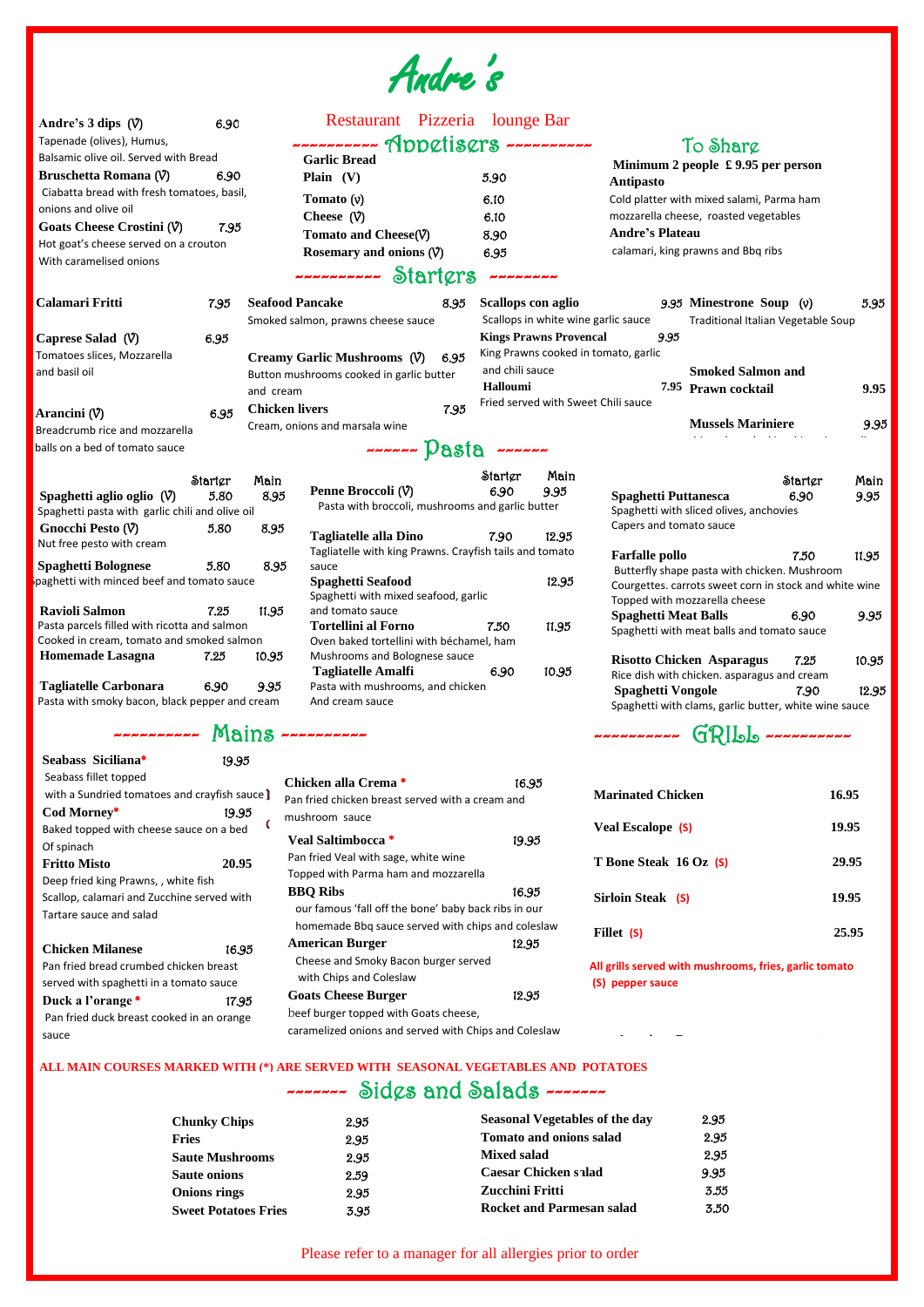# Andre's

Restaurant Pizzeria lounge Bar

**Andre's 3 dips (V)** 6.90
Tapenade (olives), Humus,
Balsamic olive oil. Served with Bread

**Bruschetta Romana (V)** 6.90
Ciabatta bread with fresh tomatoes, basil, onions and olive oil

**Goats Cheese Crostini (V)** 7.95
Hot goat's cheese served on a crouton
With caramelised onions

## Appetisers

**Garlic Bread**

| | |
|---|---|
| **Plain (V)** | 5.90 |
| **Tomato (v)** | 6.10 |
| **Cheese (V)** | 6.10 |
| **Tomato and Cheese(V)** | 8.90 |
| **Rosemary and onions (V)** | 6.95 |

## To Share

**Minimum 2 people £ 9.95 per person**

**Antipasto**
Cold platter with mixed salami, Parma ham mozzarella cheese, roasted vegetables

**Andre's Plateau**
calamari, king prawns and Bbq ribs

## Starters

**Calamari Fritti** 7.95

**Caprese Salad (V)** 6.95
Tomatoes slices, Mozzarella and basil oil

**Arancini (V)** 6.95
Breadcrumb rice and mozzarella balls on a bed of tomato sauce

**Seafood Pancake** 8.95
Smoked salmon, prawns cheese sauce

**Creamy Garlic Mushrooms (V)** 6.95
Button mushrooms cooked in garlic butter and cream

**Chicken livers** 7.95
Cream, onions and marsala wine

**Scallops con aglio** 9.95
Scallops in white wine garlic sauce

**Kings Prawns Provencal** 9.95
King Prawns cooked in tomato, garlic and chili sauce

**Halloumi** 7.95
Fried served with Sweet Chili sauce

**Minestrone Soup (v)** 5.95
Traditional Italian Vegetable Soup

**Smoked Salmon and Prawn cocktail** 9.95

**Mussels Mariniere** 9.95

## Pasta

| | Starter | Main |
|---|---|---|
| **Spaghetti aglio oglio (V)**<br>Spaghetti pasta with garlic chili and olive oil | 5.80 | 8.95 |
| **Gnocchi Pesto (V)**<br>Nut free pesto with cream | 5.80 | 8.95 |
| **Spaghetti Bolognese**<br>Spaghetti with minced beef and tomato sauce | 5.80 | 8.95 |
| **Ravioli Salmon**<br>Pasta parcels filled with ricotta and salmon Cooked in cream, tomato and smoked salmon | 7.25 | 11.95 |
| **Homemade Lasagna** | 7.25 | 10.95 |
| **Tagliatelle Carbonara**<br>Pasta with smoky bacon, black pepper and cream | 6.90 | 9.95 |

| | Starter | Main |
|---|---|---|
| **Penne Broccoli (V)**<br>Pasta with broccoli, mushrooms and garlic butter | 6.90 | 9.95 |
| **Tagliatelle alla Dino**<br>Tagliatelle with king Prawns. Crayfish tails and tomato sauce | 7.90 | 12.95 |
| **Spaghetti Seafood**<br>Spaghetti with mixed seafood, garlic and tomato sauce | | 12.95 |
| **Tortellini al Forno**<br>Oven baked tortellini with béchamel, ham Mushrooms and Bolognese sauce | 7.50 | 11.95 |
| **Tagliatelle Amalfi**<br>Pasta with mushrooms, and chicken And cream sauce | 6.90 | 10.95 |

| | Starter | Main |
|---|---|---|
| **Spaghetti Puttanesca**<br>Spaghetti with sliced olives, anchovies Capers and tomato sauce | 6.90 | 9.95 |
| **Farfalle pollo**<br>Butterfly shape pasta with chicken. Mushroom Courgettes. carrots sweet corn in stock and white wine Topped with mozzarella cheese | 7.50 | 11.95 |
| **Spaghetti Meat Balls**<br>Spaghetti with meat balls and tomato sauce | 6.90 | 9.95 |
| **Risotto Chicken Asparagus**<br>Rice dish with chicken. asparagus and cream | 7.25 | 10.95 |
| **Spaghetti Vongole**<br>Spaghetti with clams, garlic butter, white wine sauce | 7.90 | 12.95 |

## Mains

**Seabass Siciliana*** 19.95
Seabass fillet topped with a Sundried tomatoes and crayfish sauce

**Cod Morney*** 19.95
Baked topped with cheese sauce on a bed Of spinach

**Fritto Misto** 20.95
Deep fried king Prawns, , white fish Scallop, calamari and Zucchine served with Tartare sauce and salad

**Chicken Milanese** 16.95
Pan fried bread crumbed chicken breast served with spaghetti in a tomato sauce

**Duck a l'orange *** 17.95
Pan fried duck breast cooked in an orange sauce

**Chicken alla Crema *** 16.95
Pan fried chicken breast served with a cream and mushroom sauce

**Veal Saltimbocca *** 19.95
Pan fried Veal with sage, white wine Topped with Parma ham and mozzarella

**BBQ Ribs** 16.95
our famous 'fall off the bone' baby back ribs in our homemade Bbq sauce served with chips and coleslaw

**American Burger** 12.95
Cheese and Smoky Bacon burger served with Chips and Coleslaw

**Goats Cheese Burger** 12.95
beef burger topped with Goats cheese, caramelized onions and served with Chips and Coleslaw

## GRILL

| | |
|---|---|
| **Marinated Chicken** | 16.95 |
| **Veal Escalope (S)** | 19.95 |
| **T Bone Steak 16 Oz (S)** | 29.95 |
| **Sirloin Steak (S)** | 19.95 |
| **Fillet (S)** | 25.95 |

All grills served with mushrooms, fries, garlic tomato
(S) pepper sauce

**ALL MAIN COURSES MARKED WITH (*) ARE SERVED WITH SEASONAL VEGETABLES AND POTATOES**

## Sides and Salads

| | |
|---|---|
| **Chunky Chips** | 2.95 |
| **Fries** | 2.95 |
| **Saute Mushrooms** | 2.95 |
| **Saute onions** | 2.59 |
| **Onions rings** | 2.95 |
| **Sweet Potatoes Fries** | 3.95 |

| | |
|---|---|
| **Seasonal Vegetables of the day** | 2.95 |
| **Tomato and onions salad** | 2.95 |
| **Mixed salad** | 2.95 |
| **Caesar Chicken salad** | 9.95 |
| **Zucchini Fritti** | 3.55 |
| **Rocket and Parmesan salad** | 3.50 |

Please refer to a manager for all allergies prior to order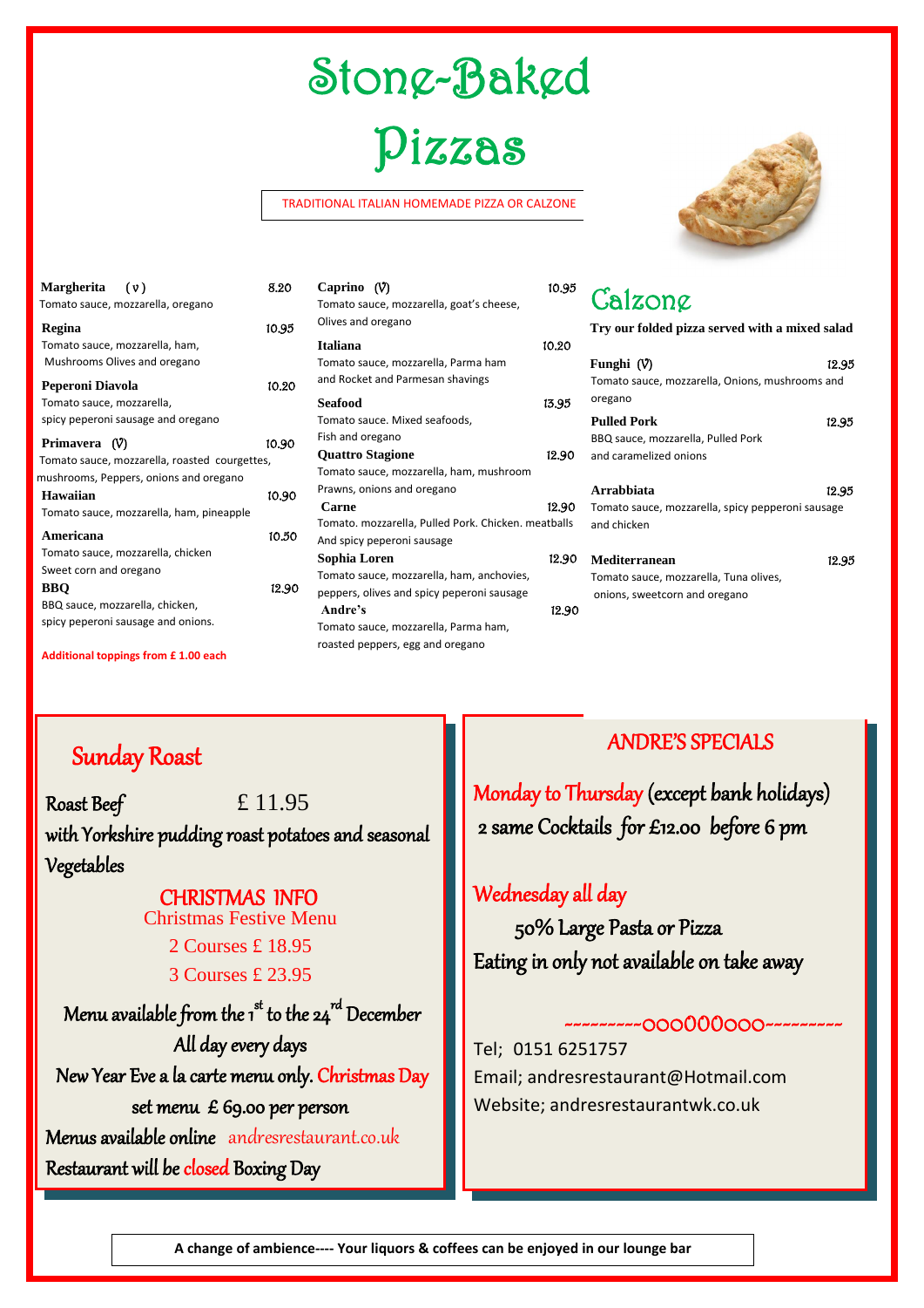# Stone-Baked Pizzas

TRADITIONAL ITALIAN HOMEMADE PIZZA OR CALZONE

**Margherita** (v) 8.20
Tomato sauce, mozzarella, oregano

**Regina** 10.95
Tomato sauce, mozzarella, ham, Mushrooms Olives and oregano

**Peperoni Diavola** 10.20
Tomato sauce, mozzarella, spicy peperoni sausage and oregano

**Primavera** (V) 10.90
Tomato sauce, mozzarella, roasted courgettes, mushrooms, Peppers, onions and oregano

**Hawaiian** 10.90
Tomato sauce, mozzarella, ham, pineapple

**Americana** 10.50
Tomato sauce, mozzarella, chicken Sweet corn and oregano

**BBQ** 12.90
BBQ sauce, mozzarella, chicken, spicy peperoni sausage and onions.

**Additional toppings from £ 1.00 each**

**Caprino** (V) 10.95
Tomato sauce, mozzarella, goat's cheese, Olives and oregano

**Italiana** 10.20
Tomato sauce, mozzarella, Parma ham and Rocket and Parmesan shavings

**Seafood** 13.95
Tomato sauce. Mixed seafoods, Fish and oregano

**Quattro Stagione** 12.90
Tomato sauce, mozzarella, ham, mushroom Prawns, onions and oregano

**Carne** 12.90
Tomato. mozzarella, Pulled Pork. Chicken. meatballs And spicy peperoni sausage

**Sophia Loren** 12.90
Tomato sauce, mozzarella, ham, anchovies, peppers, olives and spicy peperoni sausage

**Andre's** 12.90
Tomato sauce, mozzarella, Parma ham, roasted peppers, egg and oregano

## Calzone

**Try our folded pizza served with a mixed salad**

**Funghi** (V) 12.95
Tomato sauce, mozzarella, Onions, mushrooms and oregano

**Pulled Pork** 12.95
BBQ sauce, mozzarella, Pulled Pork and caramelized onions

**Arrabbiata** 12.95
Tomato sauce, mozzarella, spicy pepperoni sausage and chicken

**Mediterranean** 12.95
Tomato sauce, mozzarella, Tuna olives, onions, sweetcorn and oregano

## Sunday Roast

Roast Beef £ 11.95
with Yorkshire pudding roast potatoes and seasonal Vegetables

### CHRISTMAS INFO

Christmas Festive Menu
2 Courses £ 18.95
3 Courses £ 23.95

Menu available from the 1st to the 24rd December
All day every days
New Year Eve a la carte menu only. Christmas Day set menu £ 69.00 per person
Menus available online andresrestaurant.co.uk
Restaurant will be closed Boxing Day

## ANDRE'S SPECIALS

Monday to Thursday (except bank holidays)
2 same Cocktails for £12.00 before 6 pm

Wednesday all day
50% Large Pasta or Pizza
Eating in only not available on take away

---------oooOOOooo---------

Tel; 0151 6251757
Email; andresrestaurant@Hotmail.com
Website; andresrestaurantwk.co.uk

**A change of ambience---- Your liquors & coffees can be enjoyed in our lounge bar**